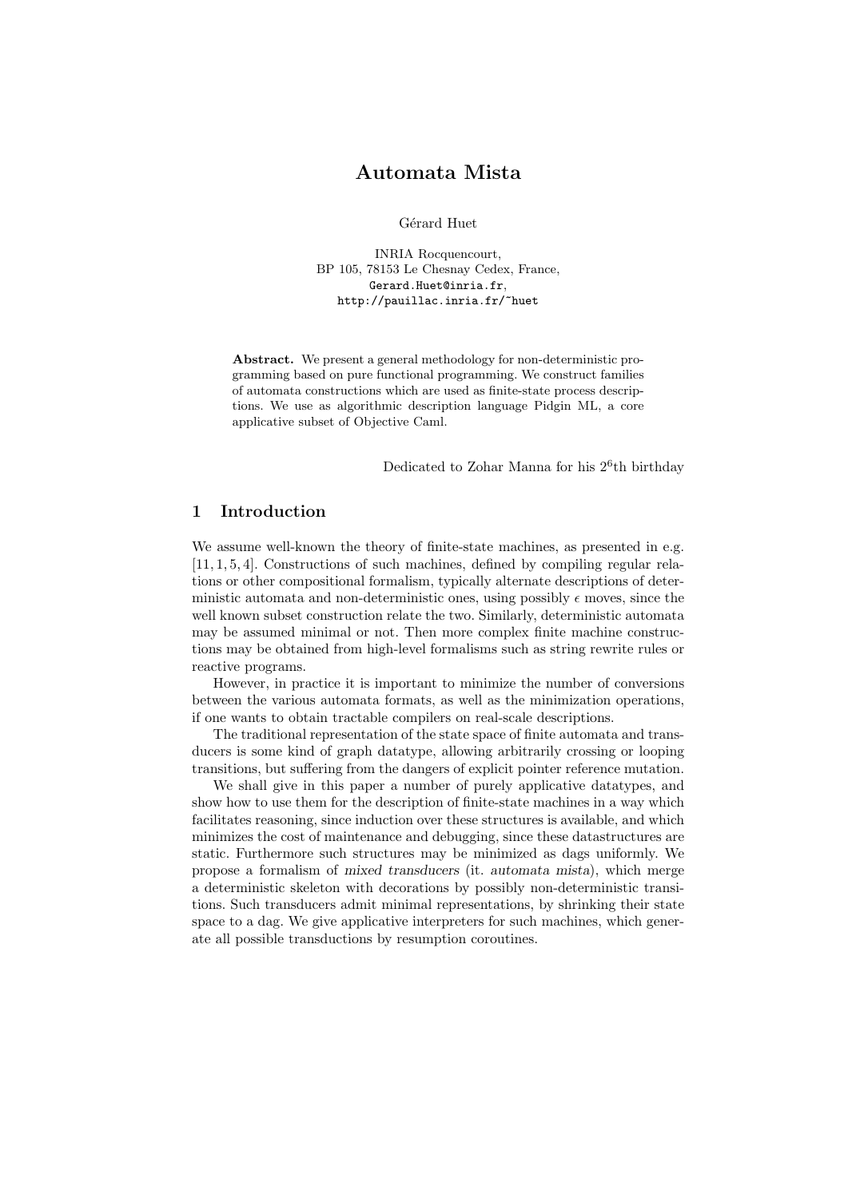# Automata Mista

Gérard Huet

INRIA Rocquencourt,
BP 105, 78153 Le Chesnay Cedex, France,
Gerard.Huet@inria.fr,
http://pauillac.inria.fr/~huet

**Abstract.** We present a general methodology for non-deterministic programming based on pure functional programming. We construct families of automata constructions which are used as finite-state process descriptions. We use as algorithmic description language Pidgin ML, a core applicative subset of Objective Caml.

Dedicated to Zohar Manna for his $2^6$th birthday

## 1 Introduction

We assume well-known the theory of finite-state machines, as presented in e.g. [11, 1, 5, 4]. Constructions of such machines, defined by compiling regular relations or other compositional formalism, typically alternate descriptions of deterministic automata and non-deterministic ones, using possibly $\epsilon$ moves, since the well known subset construction relate the two. Similarly, deterministic automata may be assumed minimal or not. Then more complex finite machine constructions may be obtained from high-level formalisms such as string rewrite rules or reactive programs.

However, in practice it is important to minimize the number of conversions between the various automata formats, as well as the minimization operations, if one wants to obtain tractable compilers on real-scale descriptions.

The traditional representation of the state space of finite automata and transducers is some kind of graph datatype, allowing arbitrarily crossing or looping transitions, but suffering from the dangers of explicit pointer reference mutation.

We shall give in this paper a number of purely applicative datatypes, and show how to use them for the description of finite-state machines in a way which facilitates reasoning, since induction over these structures is available, and which minimizes the cost of maintenance and debugging, since these datastructures are static. Furthermore such structures may be minimized as dags uniformly. We propose a formalism of *mixed transducers* (it. *automata mista*), which merge a deterministic skeleton with decorations by possibly non-deterministic transitions. Such transducers admit minimal representations, by shrinking their state space to a dag. We give applicative interpreters for such machines, which generate all possible transductions by resumption coroutines.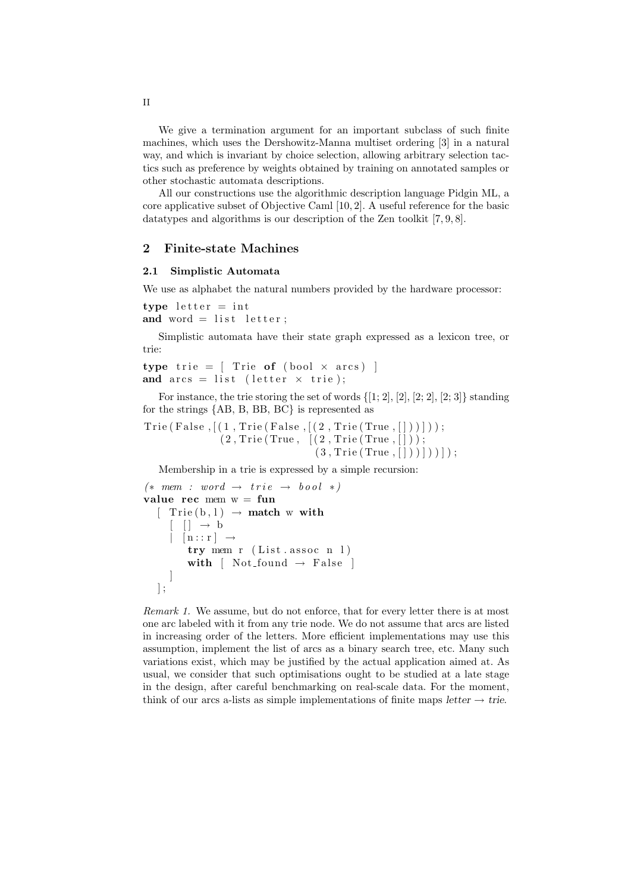We give a termination argument for an important subclass of such finite machines, which uses the Dershowitz-Manna multiset ordering [3] in a natural way, and which is invariant by choice selection, allowing arbitrary selection tactics such as preference by weights obtained by training on annotated samples or other stochastic automata descriptions.

All our constructions use the algorithmic description language Pidgin ML, a core applicative subset of Objective Caml [10, 2]. A useful reference for the basic datatypes and algorithms is our description of the Zen toolkit [7, 9, 8].

## 2 Finite-state Machines

### 2.1 Simplistic Automata

We use as alphabet the natural numbers provided by the hardware processor:

```
type letter = int
and word = list letter;
```

Simplistic automata have their state graph expressed as a lexicon tree, or trie:

```
type trie = [ Trie of (bool × arcs) ]
and arcs = list (letter × trie);
```

For instance, the trie storing the set of words {[1; 2], [2], [2; 2], [2; 3]} standing for the strings {AB, B, BB, BC} is represented as

```
Trie(False,[(1,Trie(False,[(2,Trie(True,[]))]));
            (2,Trie(True,  [(2,Trie(True,[]));
                            (3,Trie(True,[]))]))]);
```

Membership in a trie is expressed by a simple recursion:

```
(* mem : word → trie → bool *)
value rec mem w = fun
  [ Trie(b,l) → match w with
    [ [] → b
    | [n::r] →
        try mem r (List.assoc n l)
        with [ Not_found → False ]
    ]
  ];
```

*Remark 1.* We assume, but do not enforce, that for every letter there is at most one arc labeled with it from any trie node. We do not assume that arcs are listed in increasing order of the letters. More efficient implementations may use this assumption, implement the list of arcs as a binary search tree, etc. Many such variations exist, which may be justified by the actual application aimed at. As usual, we consider that such optimisations ought to be studied at a late stage in the design, after careful benchmarking on real-scale data. For the moment, think of our arcs a-lists as simple implementations of finite maps *letter* → *trie*.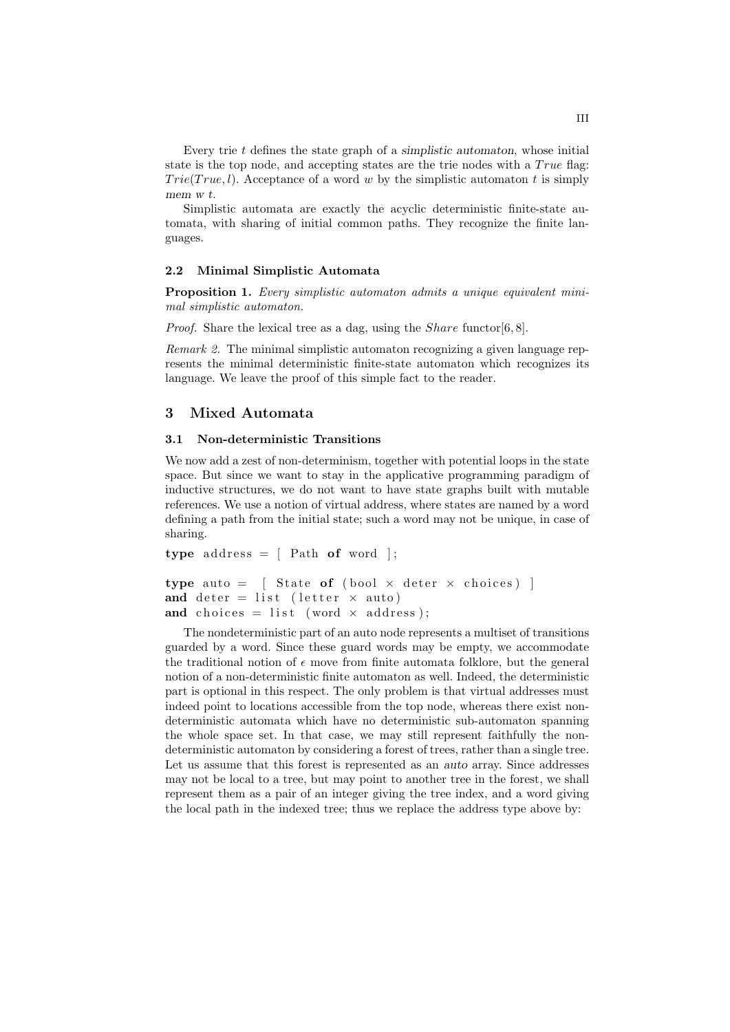Every trie $t$ defines the state graph of a *simplistic automaton*, whose initial state is the top node, and accepting states are the trie nodes with a $True$ flag: $Trie(True, l)$. Acceptance of a word $w$ by the simplistic automaton $t$ is simply *mem w t*.

Simplistic automata are exactly the acyclic deterministic finite-state automata, with sharing of initial common paths. They recognize the finite languages.

### 2.2 Minimal Simplistic Automata

**Proposition 1.** *Every simplistic automaton admits a unique equivalent minimal simplistic automaton.*

*Proof.* Share the lexical tree as a dag, using the $Share$ functor[6, 8].

*Remark 2.* The minimal simplistic automaton recognizing a given language represents the minimal deterministic finite-state automaton which recognizes its language. We leave the proof of this simple fact to the reader.

## 3 Mixed Automata

### 3.1 Non-deterministic Transitions

We now add a zest of non-determinism, together with potential loops in the state space. But since we want to stay in the applicative programming paradigm of inductive structures, we do not want to have state graphs built with mutable references. We use a notion of virtual address, where states are named by a word defining a path from the initial state; such a word may not be unique, in case of sharing.

```
type address = [ Path of word ];
```

```
type auto =  [ State of (bool × deter × choices) ]
and deter = list (letter × auto)
and choices = list (word × address);
```

The nondeterministic part of an auto node represents a multiset of transitions guarded by a word. Since these guard words may be empty, we accommodate the traditional notion of $\epsilon$ move from finite automata folklore, but the general notion of a non-deterministic finite automaton as well. Indeed, the deterministic part is optional in this respect. The only problem is that virtual addresses must indeed point to locations accessible from the top node, whereas there exist non-deterministic automata which have no deterministic sub-automaton spanning the whole space set. In that case, we may still represent faithfully the non-deterministic automaton by considering a forest of trees, rather than a single tree. Let us assume that this forest is represented as an *auto* array. Since addresses may not be local to a tree, but may point to another tree in the forest, we shall represent them as a pair of an integer giving the tree index, and a word giving the local path in the indexed tree; thus we replace the address type above by: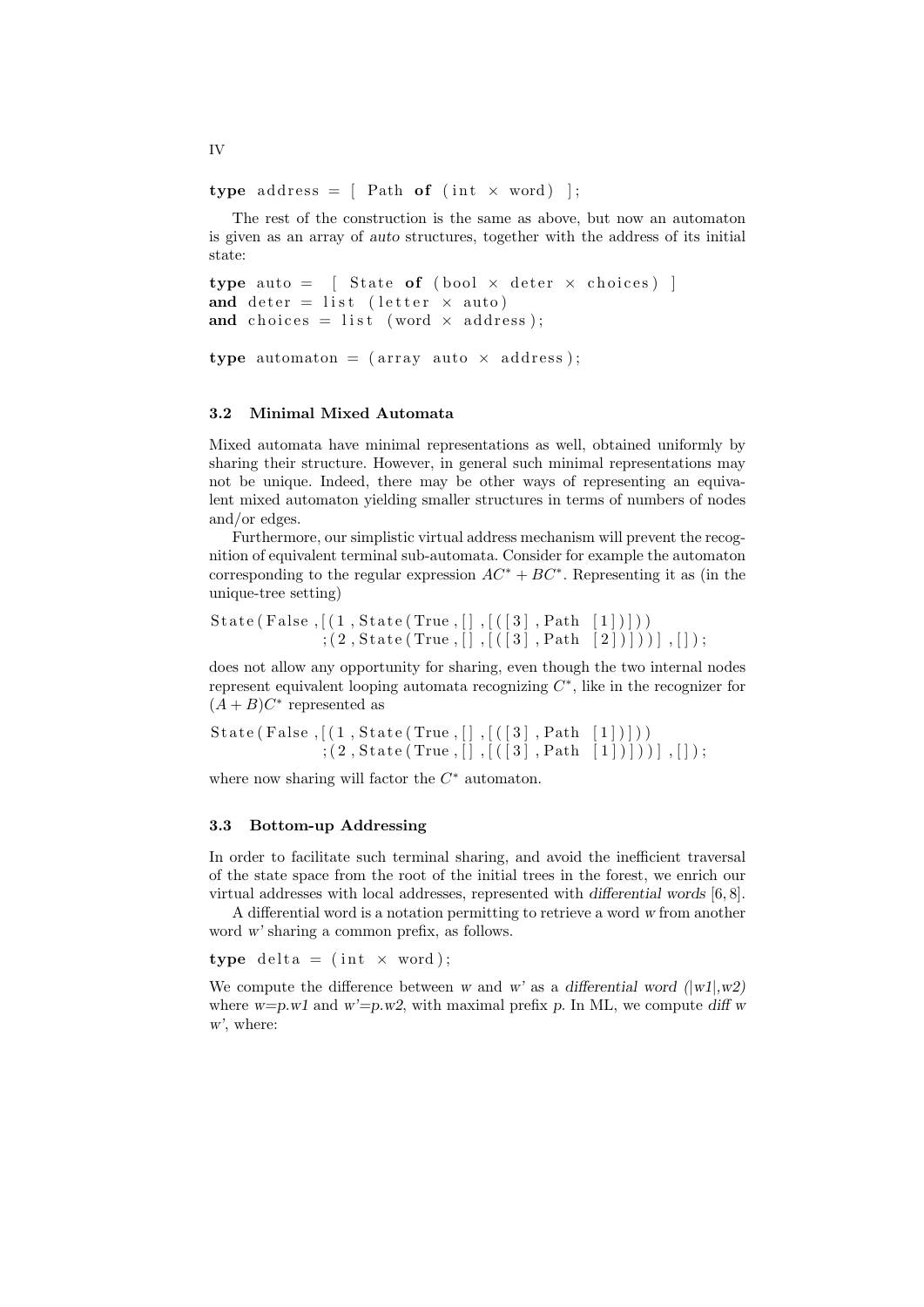```
type address = [ Path of (int × word) ];
```

The rest of the construction is the same as above, but now an automaton is given as an array of *auto* structures, together with the address of its initial state:

```
type auto =  [ State of (bool × deter × choices) ]
and deter = list (letter × auto)
and choices = list (word × address);

type automaton = (array auto × address);
```

### 3.2 Minimal Mixed Automata

Mixed automata have minimal representations as well, obtained uniformly by sharing their structure. However, in general such minimal representations may not be unique. Indeed, there may be other ways of representing an equivalent mixed automaton yielding smaller structures in terms of numbers of nodes and/or edges.

Furthermore, our simplistic virtual address mechanism will prevent the recognition of equivalent terminal sub-automata. Consider for example the automaton corresponding to the regular expression $AC^* + BC^*$. Representing it as (in the unique-tree setting)

```
State(False,[(1,State(True,[],[([3],Path [1])]))
            ;(2,State(True,[],[([3],Path [2])]))],[]);
```

does not allow any opportunity for sharing, even though the two internal nodes represent equivalent looping automata recognizing $C^*$, like in the recognizer for $(A + B)C^*$ represented as

```
State(False,[(1,State(True,[],[([3],Path [1])]))
            ;(2,State(True,[],[([3],Path [1])]))],[]);
```

where now sharing will factor the $C^*$ automaton.

### 3.3 Bottom-up Addressing

In order to facilitate such terminal sharing, and avoid the inefficient traversal of the state space from the root of the initial trees in the forest, we enrich our virtual addresses with local addresses, represented with *differential words* [6, 8].

A differential word is a notation permitting to retrieve a word *w* from another word *w'* sharing a common prefix, as follows.

```
type delta = (int × word);
```

We compute the difference between *w* and *w'* as a *differential word* *(|w1|,w2)* where *w=p.w1* and *w'=p.w2*, with maximal prefix *p*. In ML, we compute *diff w w'*, where: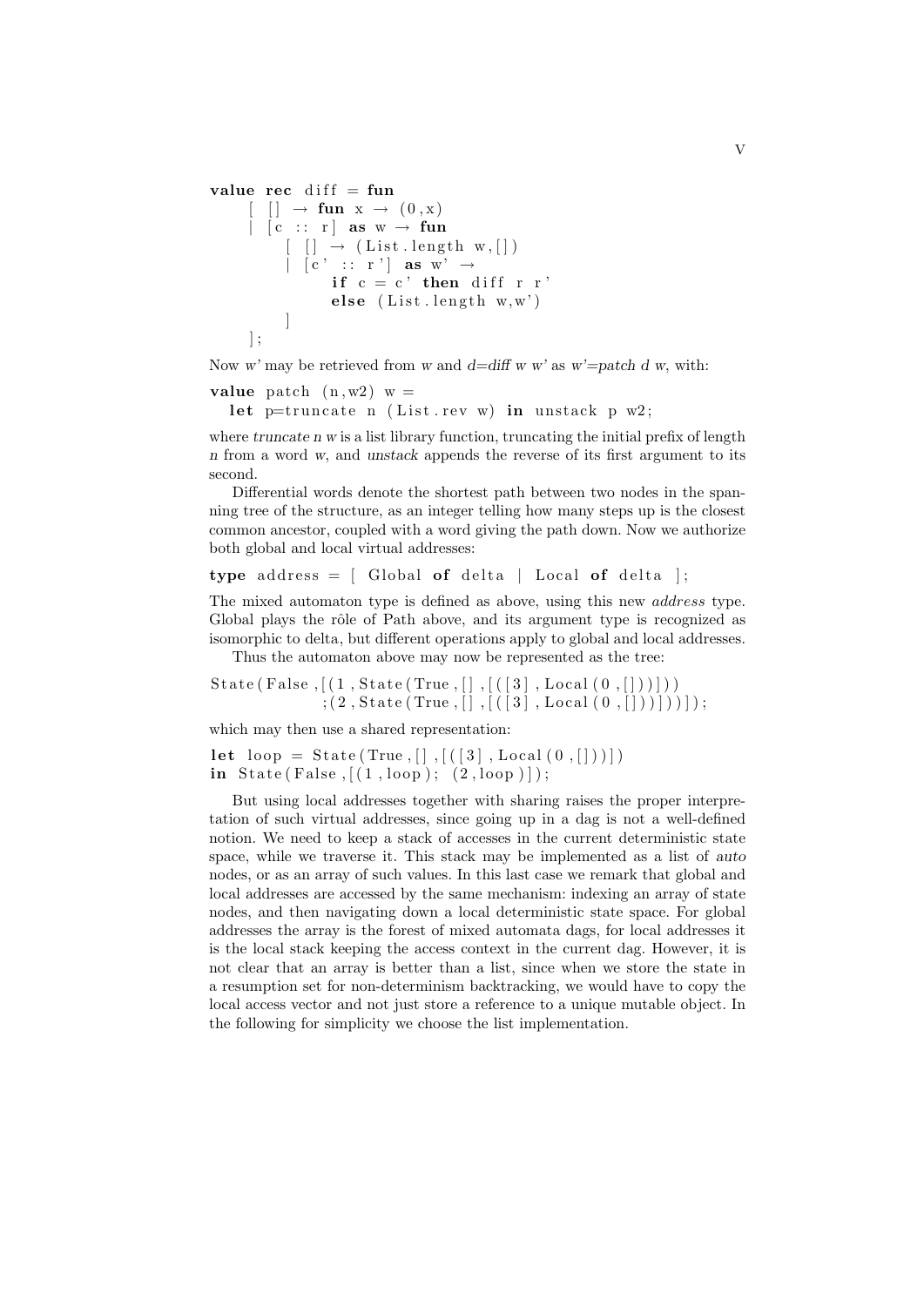```
value rec diff = fun
    [ [] → fun x → (0,x)
    | [c :: r] as w → fun
        [ [] → (List.length w,[])
        | [c' :: r'] as w' →
            if c = c' then diff r r'
            else (List.length w,w')
        ]
    ];
```

Now *w'* may be retrieved from *w* and *d=diff w w'* as *w'=patch d w*, with:

```
value patch (n,w2) w =
  let p=truncate n (List.rev w) in unstack p w2;
```

where *truncate n w* is a list library function, truncating the initial prefix of length *n* from a word *w*, and *unstack* appends the reverse of its first argument to its second.

Differential words denote the shortest path between two nodes in the spanning tree of the structure, as an integer telling how many steps up is the closest common ancestor, coupled with a word giving the path down. Now we authorize both global and local virtual addresses:

```
type address = [ Global of delta | Local of delta ];
```

The mixed automaton type is defined as above, using this new *address* type. Global plays the rôle of Path above, and its argument type is recognized as isomorphic to delta, but different operations apply to global and local addresses.

Thus the automaton above may now be represented as the tree:

```
State(False,[(1,State(True,[],[([3],Local(0,[]))]))
            ;(2,State(True,[],[([3],Local(0,[]))]))]);
```

which may then use a shared representation:

```
let loop = State(True,[],[([3],Local(0,[]))])
in State(False,[(1,loop); (2,loop)]);
```

But using local addresses together with sharing raises the proper interpretation of such virtual addresses, since going up in a dag is not a well-defined notion. We need to keep a stack of accesses in the current deterministic state space, while we traverse it. This stack may be implemented as a list of *auto* nodes, or as an array of such values. In this last case we remark that global and local addresses are accessed by the same mechanism: indexing an array of state nodes, and then navigating down a local deterministic state space. For global addresses the array is the forest of mixed automata dags, for local addresses it is the local stack keeping the access context in the current dag. However, it is not clear that an array is better than a list, since when we store the state in a resumption set for non-determinism backtracking, we would have to copy the local access vector and not just store a reference to a unique mutable object. In the following for simplicity we choose the list implementation.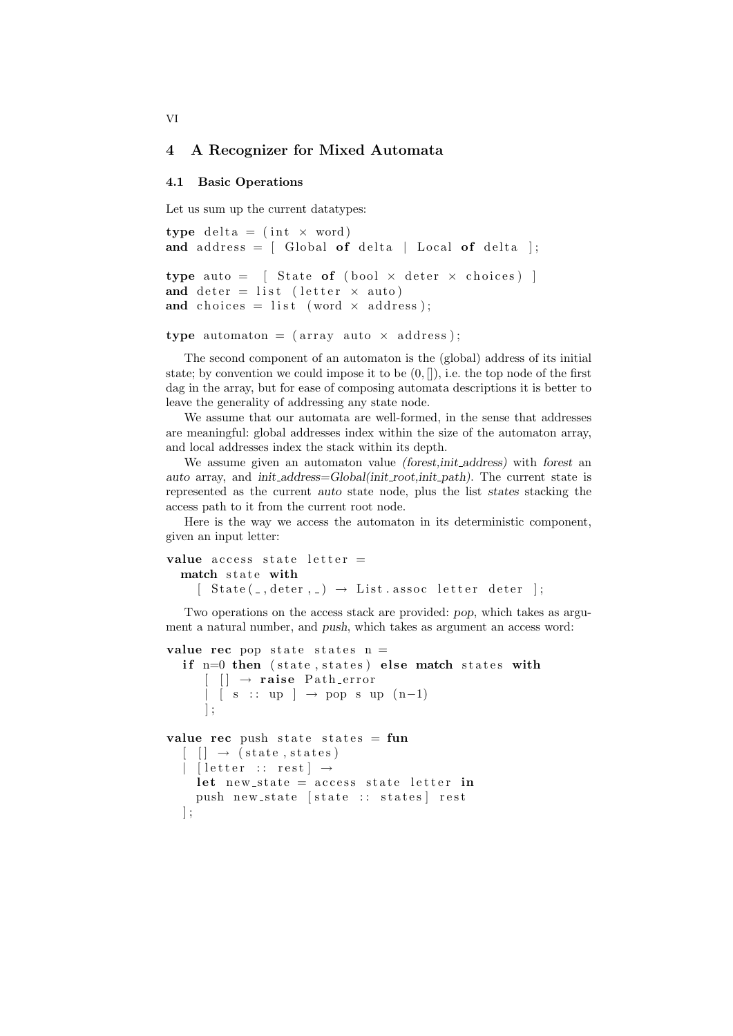## 4 A Recognizer for Mixed Automata

### 4.1 Basic Operations

Let us sum up the current datatypes:

```
type delta = (int × word)
and address = [ Global of delta | Local of delta ];

type auto = [ State of (bool × deter × choices) ]
and deter = list (letter × auto)
and choices = list (word × address);

type automaton = (array auto × address);
```

The second component of an automaton is the (global) address of its initial state; by convention we could impose it to be $(0, [])$, i.e. the top node of the first dag in the array, but for ease of composing automata descriptions it is better to leave the generality of addressing any state node.

We assume that our automata are well-formed, in the sense that addresses are meaningful: global addresses index within the size of the automaton array, and local addresses index the stack within its depth.

We assume given an automaton value *(forest,init_address)* with *forest* an *auto* array, and *init_address=Global(init_root,init_path)*. The current state is represented as the current *auto* state node, plus the list *states* stacking the access path to it from the current root node.

Here is the way we access the automaton in its deterministic component, given an input letter:

```
value access state letter =
  match state with
    [ State(_,deter,_) → List.assoc letter deter ];
```

Two operations on the access stack are provided: *pop*, which takes as argument a natural number, and *push*, which takes as argument an access word:

```
value rec pop state states n =
  if n=0 then (state,states) else match states with
     [ [] → raise Path_error
     | [ s :: up ] → pop s up (n−1)
     ];

value rec push state states = fun
  [ [] → (state,states)
  | [letter :: rest] →
    let new_state = access state letter in
    push new_state [state :: states] rest
  ];
```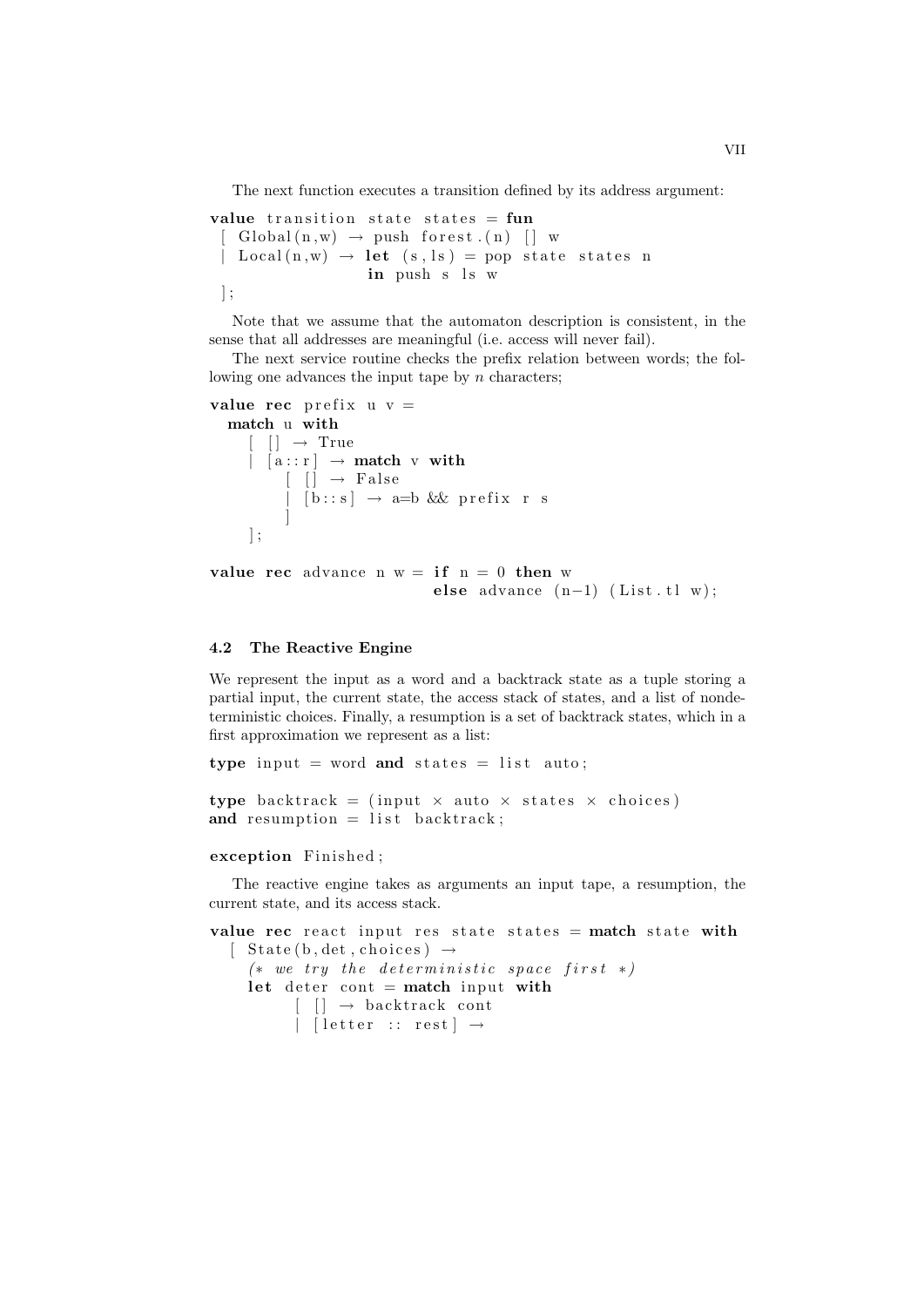The next function executes a transition defined by its address argument:

```
value transition state states = fun
  [ Global(n,w) → push forest.(n) [] w
  | Local(n,w) → let (s,ls) = pop state states n
                 in push s ls w
  ];
```

Note that we assume that the automaton description is consistent, in the sense that all addresses are meaningful (i.e. access will never fail).

The next service routine checks the prefix relation between words; the following one advances the input tape by $n$ characters;

```
value rec prefix u v =
  match u with
    [ [] → True
    | [a::r] → match v with
        [ [] → False
        | [b::s] → a=b && prefix r s
        ]
    ];

value rec advance n w = if n = 0 then w
                        else advance (n−1) (List.tl w);
```

### 4.2 The Reactive Engine

We represent the input as a word and a backtrack state as a tuple storing a partial input, the current state, the access stack of states, and a list of nondeterministic choices. Finally, a resumption is a set of backtrack states, which in a first approximation we represent as a list:

```
type input = word and states = list auto;

type backtrack = (input × auto × states × choices)
and resumption = list backtrack;

exception Finished;
```

The reactive engine takes as arguments an input tape, a resumption, the current state, and its access stack.

```
value rec react input res state states = match state with
  [ State(b,det,choices) →
    (* we try the deterministic space first *)
    let deter cont = match input with
        [ [] → backtrack cont
        | [letter :: rest] →
```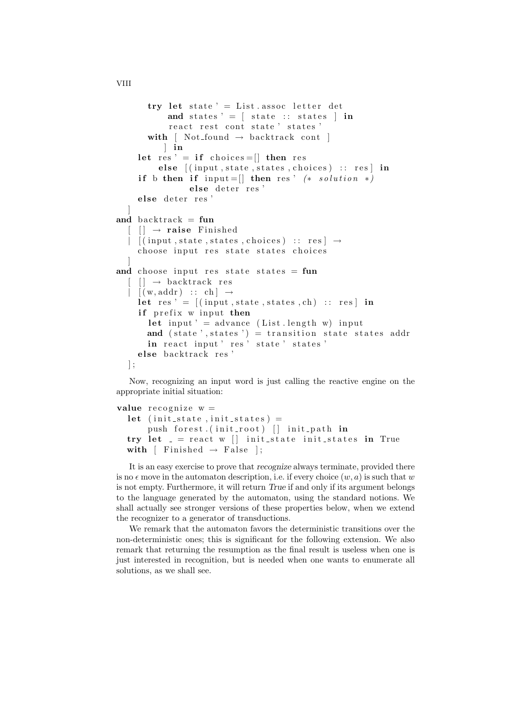```
      try let state' = List.assoc letter det
          and states' = [ state :: states ] in
          react rest cont state' states'
      with [ Not_found → backtrack cont ]
         ] in
   let res' = if choices=[] then res
       else [(input,state,states,choices) :: res] in
   if b then if input=[] then res' (* solution *)
             else deter res'
   else deter res'
  ]
and backtrack = fun
  [ [] → raise Finished
  | [(input,state,states,choices) :: res] →
    choose input res state states choices
  ]
and choose input res state states = fun
  [ [] → backtrack res
  | [(w,addr) :: ch] →
    let res' = [(input,state,states,ch) :: res] in
    if prefix w input then
      let input' = advance (List.length w) input
      and (state',states') = transition state states addr
      in react input' res' state' states'
    else backtrack res'
  ];
```

Now, recognizing an input word is just calling the reactive engine on the appropriate initial situation:

```
value recognize w =
  let (init_state,init_states) =
      push forest.(init_root) [] init_path in
  try let _ = react w [] init_state init_states in True
  with [ Finished → False ];
```

It is an easy exercise to prove that *recognize* always terminate, provided there is no $\epsilon$ move in the automaton description, i.e. if every choice $(w, a)$ is such that $w$ is not empty. Furthermore, it will return *True* if and only if its argument belongs to the language generated by the automaton, using the standard notions. We shall actually see stronger versions of these properties below, when we extend the recognizer to a generator of transductions.

We remark that the automaton favors the deterministic transitions over the non-deterministic ones; this is significant for the following extension. We also remark that returning the resumption as the final result is useless when one is just interested in recognition, but is needed when one wants to enumerate all solutions, as we shall see.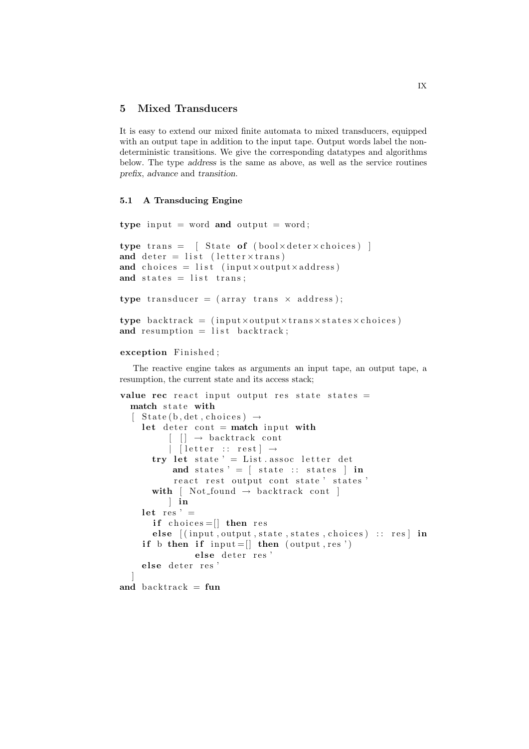## 5 Mixed Transducers

It is easy to extend our mixed finite automata to mixed transducers, equipped with an output tape in addition to the input tape. Output words label the non-deterministic transitions. We give the corresponding datatypes and algorithms below. The type *address* is the same as above, as well as the service routines *prefix*, *advance* and *transition*.

### 5.1 A Transducing Engine

```
type input = word and output = word;

type trans = [ State of (bool×deter×choices) ]
and deter = list (letter×trans)
and choices = list (input×output×address)
and states = list trans;

type transducer = (array trans × address);

type backtrack = (input×output×trans×states×choices)
and resumption = list backtrack;

exception Finished;
```

The reactive engine takes as arguments an input tape, an output tape, a resumption, the current state and its access stack;

```
value rec react input output res state states =
  match state with
  [ State(b,det,choices) →
    let deter cont = match input with
        [ [] → backtrack cont
        | [letter :: rest] →
      try let state' = List.assoc letter det
          and states' = [ state :: states ] in
          react rest output cont state' states'
      with [ Not_found → backtrack cont ]
        ] in
    let res' =
      if choices=[] then res
      else [(input,output,state,states,choices) :: res] in
    if b then if input=[] then (output,res')
              else deter res'
    else deter res'
  ]
and backtrack = fun
```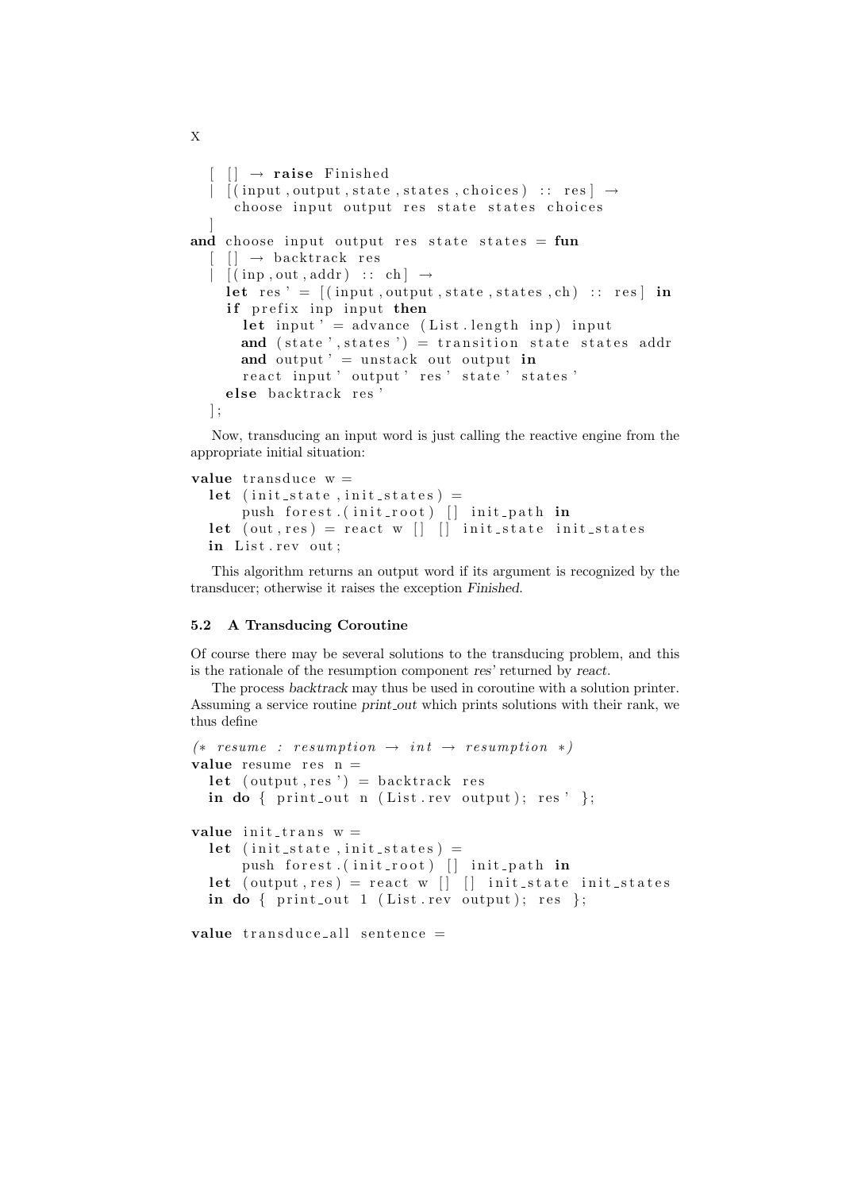```
  [ [] → raise Finished
  | [(input,output,state,states,choices) :: res] →
     choose input output res state states choices
  ]
and choose input output res state states = fun
  [ [] → backtrack res
  | [(inp,out,addr) :: ch] →
    let res' = [(input,output,state,states,ch) :: res] in
    if prefix inp input then
      let input' = advance (List.length inp) input
      and (state',states') = transition state states addr
      and output' = unstack out output in
      react input' output' res' state' states'
    else backtrack res'
  ];
```

Now, transducing an input word is just calling the reactive engine from the appropriate initial situation:

```
value transduce w =
  let (init_state,init_states) =
      push forest.(init_root) [] init_path in
  let (out,res) = react w [] [] init_state init_states
  in List.rev out;
```

This algorithm returns an output word if its argument is recognized by the transducer; otherwise it raises the exception *Finished*.

### 5.2 A Transducing Coroutine

Of course there may be several solutions to the transducing problem, and this is the rationale of the resumption component *res'* returned by *react*.

The process *backtrack* may thus be used in coroutine with a solution printer. Assuming a service routine *print_out* which prints solutions with their rank, we thus define

```
(* resume : resumption → int → resumption *)
value resume res n =
  let (output,res') = backtrack res
  in do { print_out n (List.rev output); res' };

value init_trans w =
  let (init_state,init_states) =
      push forest.(init_root) [] init_path in
  let (output,res) = react w [] [] init_state init_states
  in do { print_out 1 (List.rev output); res };

value transduce_all sentence =
```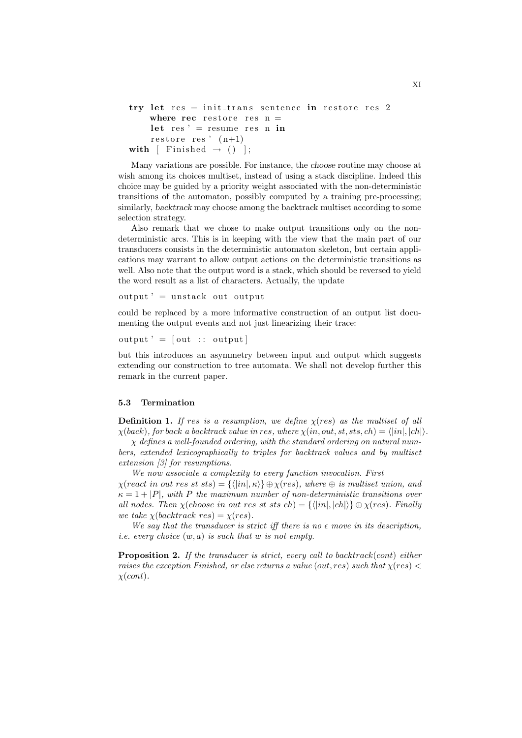```
try let res = init_trans sentence in restore res 2
    where rec restore res n =
    let res' = resume res n in
    restore res' (n+1)
with [ Finished → () ];
```

Many variations are possible. For instance, the *choose* routine may choose at wish among its choices multiset, instead of using a stack discipline. Indeed this choice may be guided by a priority weight associated with the non-deterministic transitions of the automaton, possibly computed by a training pre-processing; similarly, *backtrack* may choose among the backtrack multiset according to some selection strategy.

Also remark that we chose to make output transitions only on the non-deterministic arcs. This is in keeping with the view that the main part of our transducers consists in the deterministic automaton skeleton, but certain applications may warrant to allow output actions on the deterministic transitions as well. Also note that the output word is a stack, which should be reversed to yield the word result as a list of characters. Actually, the update

```
output' = unstack out output
```

could be replaced by a more informative construction of an output list documenting the output events and not just linearizing their trace:

```
output' = [out :: output]
```

but this introduces an asymmetry between input and output which suggests extending our construction to tree automata. We shall not develop further this remark in the current paper.

### 5.3 Termination

**Definition 1.** *If res is a resumption, we define $\chi(res)$ as the multiset of all $\chi(back)$, for back a backtrack value in res, where $\chi(in, out, st, sts, ch) = \langle |in|, |ch| \rangle$.*

*$\chi$ defines a well-founded ordering, with the standard ordering on natural numbers, extended lexicographically to triples for backtrack values and by multiset extension [3] for resumptions.*

*We now associate a complexity to every function invocation. First $\chi(react\ in\ out\ res\ st\ sts) = \{\langle |in|, \kappa \rangle\} \oplus \chi(res)$, where $\oplus$ is multiset union, and $\kappa = 1 + |P|$, with $P$ the maximum number of non-deterministic transitions over all nodes. Then $\chi(choose\ in\ out\ res\ st\ sts\ ch) = \{\langle |in|, |ch| \rangle\} \oplus \chi(res)$. Finally we take $\chi(backtrack\ res) = \chi(res)$.*

*We say that the transducer is strict iff there is no $\epsilon$ move in its description, i.e. every choice $(w, a)$ is such that $w$ is not empty.*

**Proposition 2.** *If the transducer is strict, every call to backtrack(cont) either raises the exception Finished, or else returns a value (out, res) such that $\chi(res) < \chi(cont)$.*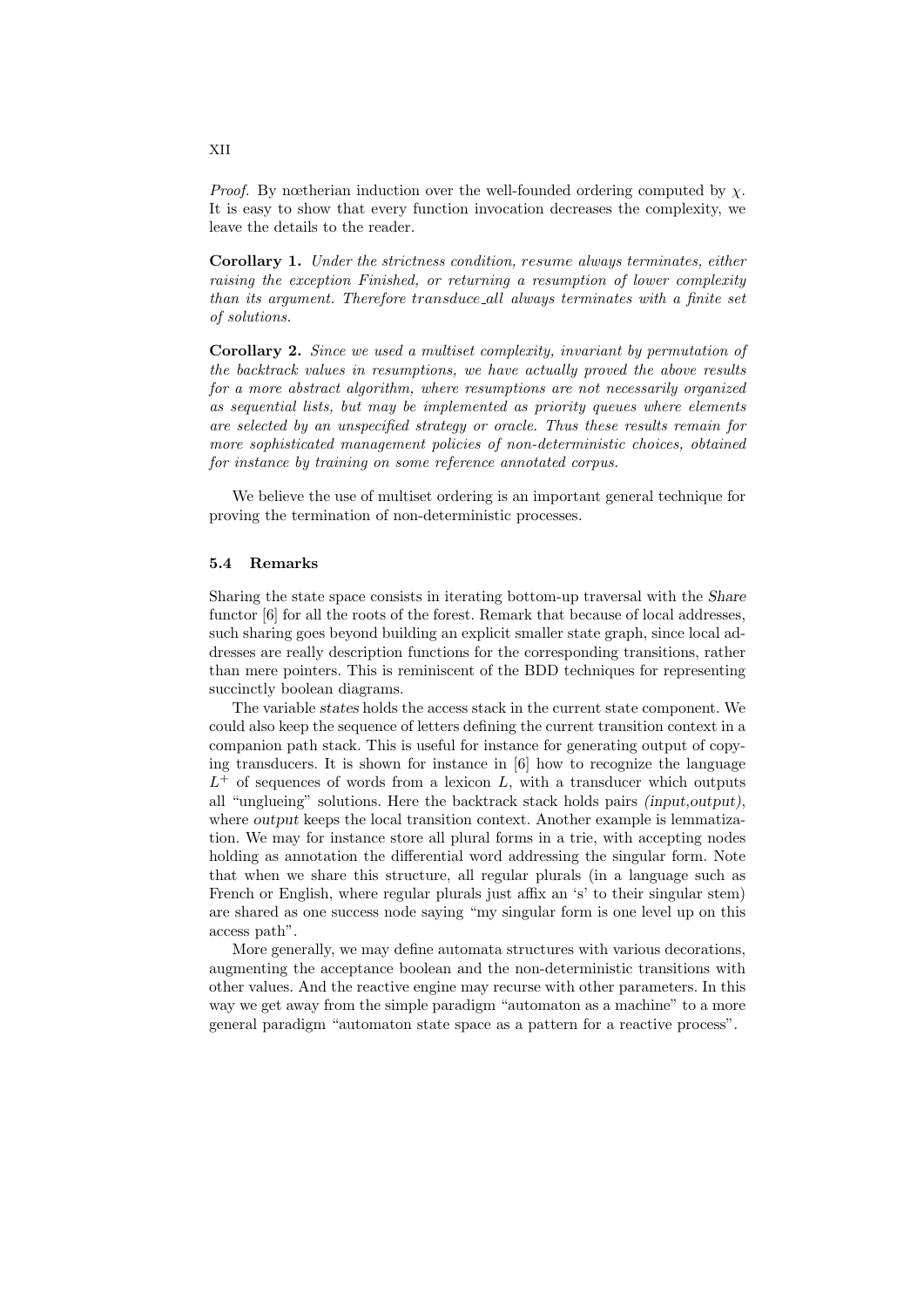*Proof.* By nœtherian induction over the well-founded ordering computed by $\chi$. It is easy to show that every function invocation decreases the complexity, we leave the details to the reader.

**Corollary 1.** *Under the strictness condition, resume always terminates, either raising the exception Finished, or returning a resumption of lower complexity than its argument. Therefore transduce_all always terminates with a finite set of solutions.*

**Corollary 2.** *Since we used a multiset complexity, invariant by permutation of the backtrack values in resumptions, we have actually proved the above results for a more abstract algorithm, where resumptions are not necessarily organized as sequential lists, but may be implemented as priority queues where elements are selected by an unspecified strategy or oracle. Thus these results remain for more sophisticated management policies of non-deterministic choices, obtained for instance by training on some reference annotated corpus.*

We believe the use of multiset ordering is an important general technique for proving the termination of non-deterministic processes.

### 5.4 Remarks

Sharing the state space consists in iterating bottom-up traversal with the *Share* functor [6] for all the roots of the forest. Remark that because of local addresses, such sharing goes beyond building an explicit smaller state graph, since local addresses are really description functions for the corresponding transitions, rather than mere pointers. This is reminiscent of the BDD techniques for representing succinctly boolean diagrams.

The variable *states* holds the access stack in the current state component. We could also keep the sequence of letters defining the current transition context in a companion path stack. This is useful for instance for generating output of copying transducers. It is shown for instance in [6] how to recognize the language $L^+$ of sequences of words from a lexicon $L$, with a transducer which outputs all "unglueing" solutions. Here the backtrack stack holds pairs *(input,output)*, where *output* keeps the local transition context. Another example is lemmatization. We may for instance store all plural forms in a trie, with accepting nodes holding as annotation the differential word addressing the singular form. Note that when we share this structure, all regular plurals (in a language such as French or English, where regular plurals just affix an 's' to their singular stem) are shared as one success node saying "my singular form is one level up on this access path".

More generally, we may define automata structures with various decorations, augmenting the acceptance boolean and the non-deterministic transitions with other values. And the reactive engine may recurse with other parameters. In this way we get away from the simple paradigm "automaton as a machine" to a more general paradigm "automaton state space as a pattern for a reactive process".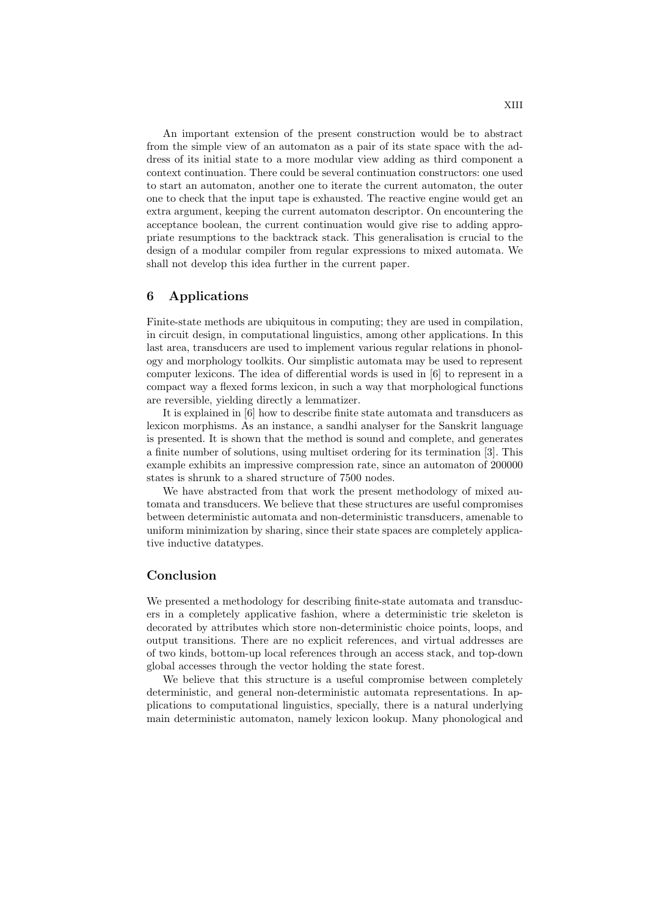An important extension of the present construction would be to abstract from the simple view of an automaton as a pair of its state space with the address of its initial state to a more modular view adding as third component a context continuation. There could be several continuation constructors: one used to start an automaton, another one to iterate the current automaton, the outer one to check that the input tape is exhausted. The reactive engine would get an extra argument, keeping the current automaton descriptor. On encountering the acceptance boolean, the current continuation would give rise to adding appropriate resumptions to the backtrack stack. This generalisation is crucial to the design of a modular compiler from regular expressions to mixed automata. We shall not develop this idea further in the current paper.

## 6 Applications

Finite-state methods are ubiquitous in computing; they are used in compilation, in circuit design, in computational linguistics, among other applications. In this last area, transducers are used to implement various regular relations in phonology and morphology toolkits. Our simplistic automata may be used to represent computer lexicons. The idea of differential words is used in [6] to represent in a compact way a flexed forms lexicon, in such a way that morphological functions are reversible, yielding directly a lemmatizer.

It is explained in [6] how to describe finite state automata and transducers as lexicon morphisms. As an instance, a sandhi analyser for the Sanskrit language is presented. It is shown that the method is sound and complete, and generates a finite number of solutions, using multiset ordering for its termination [3]. This example exhibits an impressive compression rate, since an automaton of 200000 states is shrunk to a shared structure of 7500 nodes.

We have abstracted from that work the present methodology of mixed automata and transducers. We believe that these structures are useful compromises between deterministic automata and non-deterministic transducers, amenable to uniform minimization by sharing, since their state spaces are completely applicative inductive datatypes.

## Conclusion

We presented a methodology for describing finite-state automata and transducers in a completely applicative fashion, where a deterministic trie skeleton is decorated by attributes which store non-deterministic choice points, loops, and output transitions. There are no explicit references, and virtual addresses are of two kinds, bottom-up local references through an access stack, and top-down global accesses through the vector holding the state forest.

We believe that this structure is a useful compromise between completely deterministic, and general non-deterministic automata representations. In applications to computational linguistics, specially, there is a natural underlying main deterministic automaton, namely lexicon lookup. Many phonological and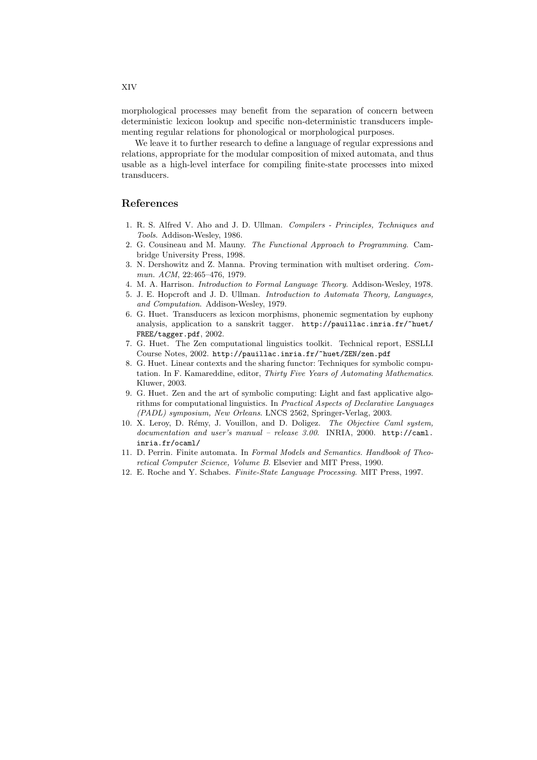morphological processes may benefit from the separation of concern between deterministic lexicon lookup and specific non-deterministic transducers implementing regular relations for phonological or morphological purposes.

We leave it to further research to define a language of regular expressions and relations, appropriate for the modular composition of mixed automata, and thus usable as a high-level interface for compiling finite-state processes into mixed transducers.

## References

1. R. S. Alfred V. Aho and J. D. Ullman. *Compilers - Principles, Techniques and Tools*. Addison-Wesley, 1986.
2. G. Cousineau and M. Mauny. *The Functional Approach to Programming*. Cambridge University Press, 1998.
3. N. Dershowitz and Z. Manna. Proving termination with multiset ordering. *Commun. ACM*, 22:465–476, 1979.
4. M. A. Harrison. *Introduction to Formal Language Theory*. Addison-Wesley, 1978.
5. J. E. Hopcroft and J. D. Ullman. *Introduction to Automata Theory, Languages, and Computation*. Addison-Wesley, 1979.
6. G. Huet. Transducers as lexicon morphisms, phonemic segmentation by euphony analysis, application to a sanskrit tagger. `http://pauillac.inria.fr/~huet/FREE/tagger.pdf`, 2002.
7. G. Huet. The Zen computational linguistics toolkit. Technical report, ESSLLI Course Notes, 2002. `http://pauillac.inria.fr/~huet/ZEN/zen.pdf`
8. G. Huet. Linear contexts and the sharing functor: Techniques for symbolic computation. In F. Kamareddine, editor, *Thirty Five Years of Automating Mathematics*. Kluwer, 2003.
9. G. Huet. Zen and the art of symbolic computing: Light and fast applicative algorithms for computational linguistics. In *Practical Aspects of Declarative Languages (PADL) symposium, New Orleans*. LNCS 2562, Springer-Verlag, 2003.
10. X. Leroy, D. Rémy, J. Vouillon, and D. Doligez. *The Objective Caml system, documentation and user's manual – release 3.00*. INRIA, 2000. `http://caml.inria.fr/ocaml/`
11. D. Perrin. Finite automata. In *Formal Models and Semantics. Handbook of Theoretical Computer Science, Volume B*. Elsevier and MIT Press, 1990.
12. E. Roche and Y. Schabes. *Finite-State Language Processing*. MIT Press, 1997.